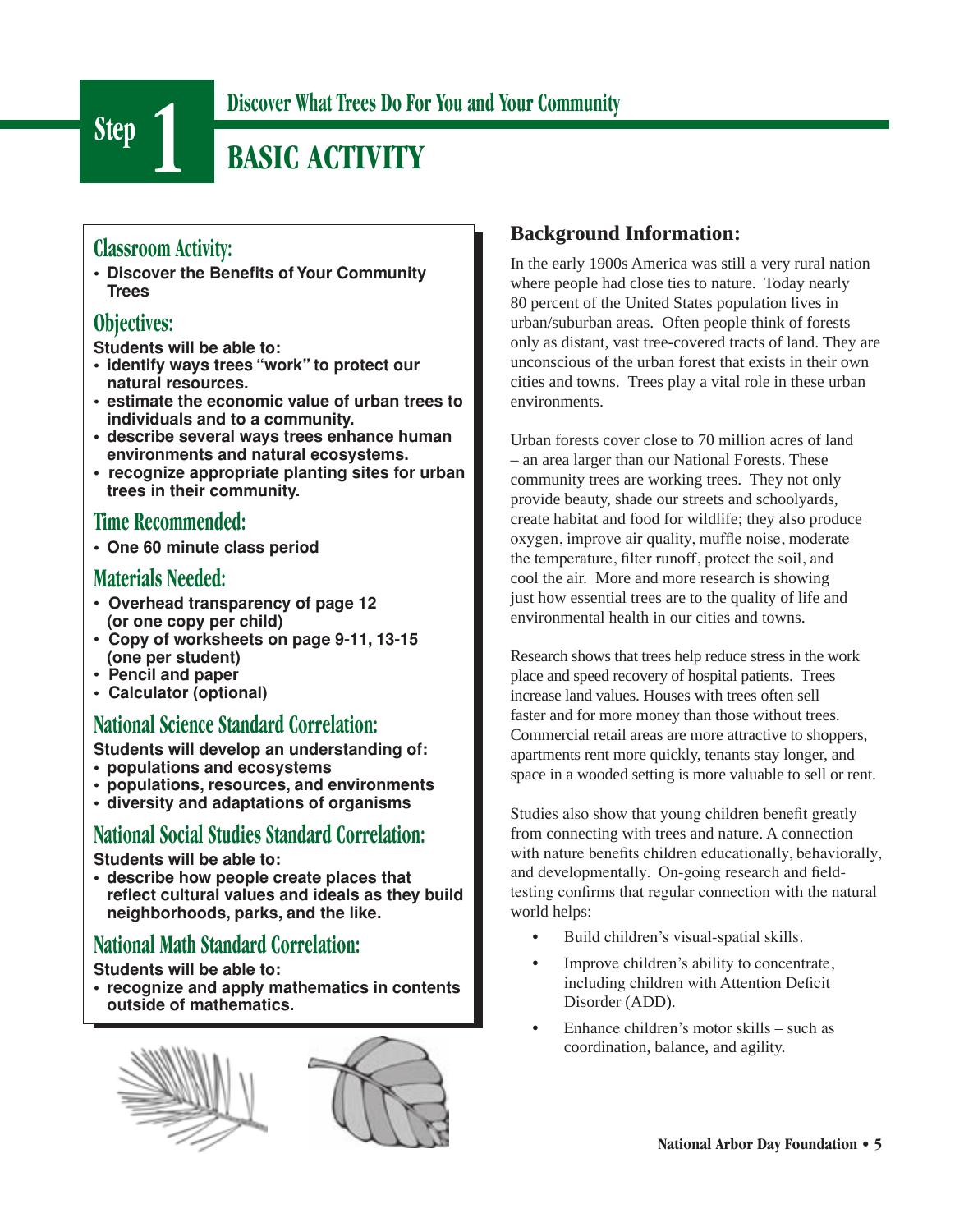# Step 1

## Discover What Trees Do For You and Your Community

# BASIC ACTIVITY

### Classroom Activity:

- **Discover the Benefits of Your Community Trees**

### Objectives:

**Students will be able to:**

- **identify ways trees "work" to protect our natural resources.**
- **estimate the economic value of urban trees to individuals and to a community.**
- **describe several ways trees enhance human environments and natural ecosystems.**
- **recognize appropriate planting sites for urban trees in their community.**

### Time Recommended:

- **One 60 minute class period**

### Materials Needed:

- **Overhead transparency of page 12 (or one copy per child)**
- **Copy of worksheets on page 9-11, 13-15 (one per student)**
- **Pencil and paper**
- **Calculator (optional)**

### National Science Standard Correlation:

**Students will develop an understanding of:**

- **populations and ecosystems**
- **populations, resources, and environments**
- **diversity and adaptations of organisms**

### National Social Studies Standard Correlation:

**Students will be able to:**

- **describe how people create places that reflect cultural values and ideals as they build neighborhoods, parks, and the like.**

### National Math Standard Correlation:

**Students will be able to:**

- **recognize and apply mathematics in contents outside of mathematics.**

## Background Information:

In the early 1900s America was still a very rural nation where people had close ties to nature. Today nearly 80 percent of the United States population lives in urban/suburban areas. Often people think of forests only as distant, vast tree-covered tracts of land. They are unconscious of the urban forest that exists in their own cities and towns. Trees play a vital role in these urban environments.

Urban forests cover close to 70 million acres of land – an area larger than our National Forests. These community trees are working trees. They not only provide beauty, shade our streets and schoolyards, create habitat and food for wildlife; they also produce oxygen, improve air quality, muffle noise, moderate the temperature, filter runoff, protect the soil, and cool the air. More and more research is showing just how essential trees are to the quality of life and environmental health in our cities and towns.

Research shows that trees help reduce stress in the work place and speed recovery of hospital patients. Trees increase land values. Houses with trees often sell faster and for more money than those without trees. Commercial retail areas are more attractive to shoppers, apartments rent more quickly, tenants stay longer, and space in a wooded setting is more valuable to sell or rent.

Studies also show that young children benefit greatly from connecting with trees and nature. A connection with nature benefits children educationally, behaviorally, and developmentally. On-going research and field-testing confirms that regular connection with the natural world helps:

- Build children's visual-spatial skills.
- Improve children's ability to concentrate, including children with Attention Deficit Disorder (ADD).
- Enhance children's motor skills – such as coordination, balance, and agility.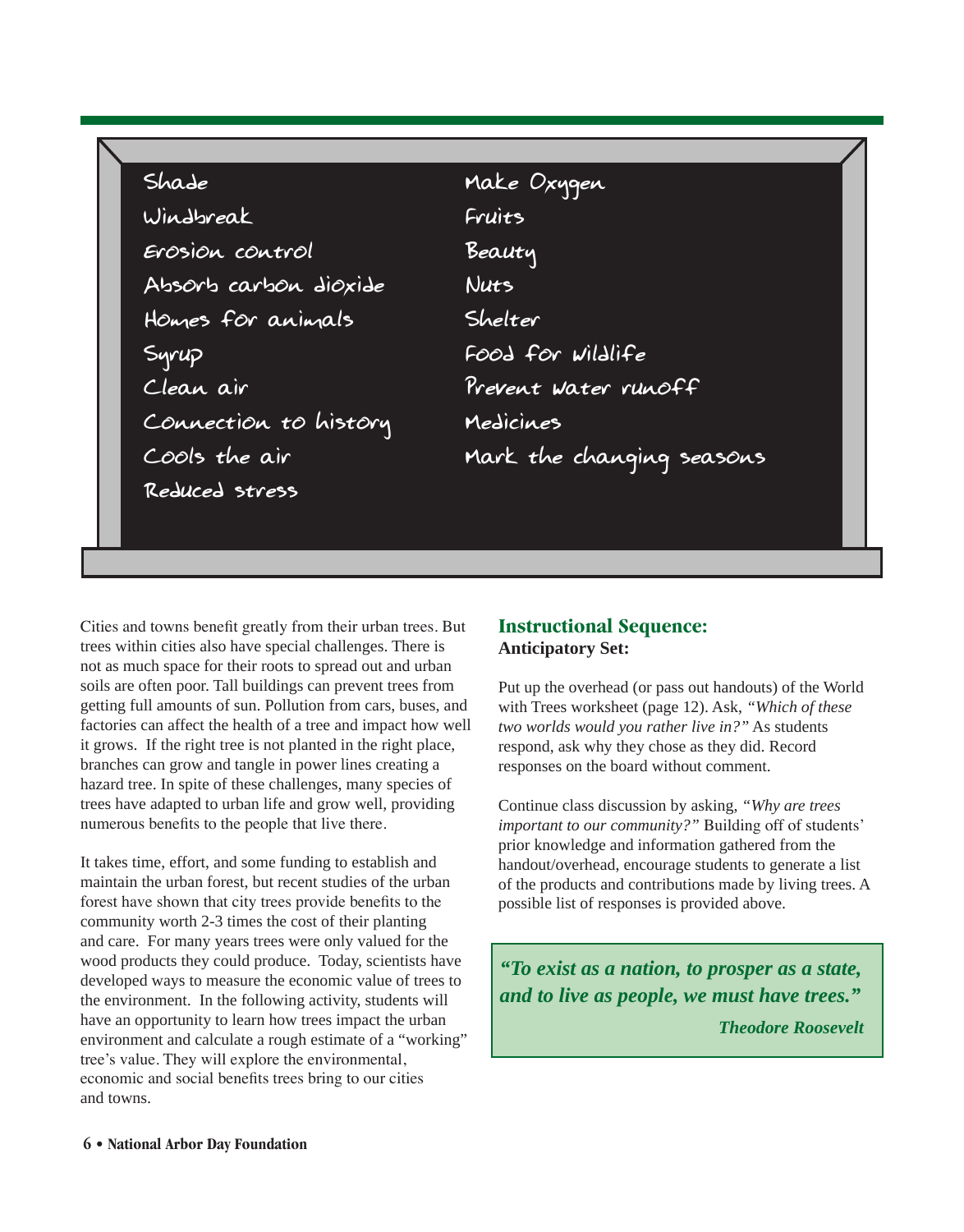Shade
Windbreak
Erosion control
Absorb carbon dioxide
Homes for animals
Syrup
Clean air
Connection to history
Cools the air
Reduced stress
Make Oxygen
Fruits
Beauty
Nuts
Shelter
Food for wildlife
Prevent water runoff
Medicines
Mark the changing seasons

Cities and towns benefit greatly from their urban trees. But trees within cities also have special challenges. There is not as much space for their roots to spread out and urban soils are often poor. Tall buildings can prevent trees from getting full amounts of sun. Pollution from cars, buses, and factories can affect the health of a tree and impact how well it grows. If the right tree is not planted in the right place, branches can grow and tangle in power lines creating a hazard tree. In spite of these challenges, many species of trees have adapted to urban life and grow well, providing numerous benefits to the people that live there.

It takes time, effort, and some funding to establish and maintain the urban forest, but recent studies of the urban forest have shown that city trees provide benefits to the community worth 2-3 times the cost of their planting and care. For many years trees were only valued for the wood products they could produce. Today, scientists have developed ways to measure the economic value of trees to the environment. In the following activity, students will have an opportunity to learn how trees impact the urban environment and calculate a rough estimate of a "working" tree's value. They will explore the environmental, economic and social benefits trees bring to our cities and towns.

## Instructional Sequence:

**Anticipatory Set:**

Put up the overhead (or pass out handouts) of the World with Trees worksheet (page 12). Ask, *"Which of these two worlds would you rather live in?"* As students respond, ask why they chose as they did. Record responses on the board without comment.

Continue class discussion by asking, *"Why are trees important to our community?"* Building off of students' prior knowledge and information gathered from the handout/overhead, encourage students to generate a list of the products and contributions made by living trees. A possible list of responses is provided above.

> ***"To exist as a nation, to prosper as a state, and to live as people, we must have trees."***
>
> ***Theodore Roosevelt***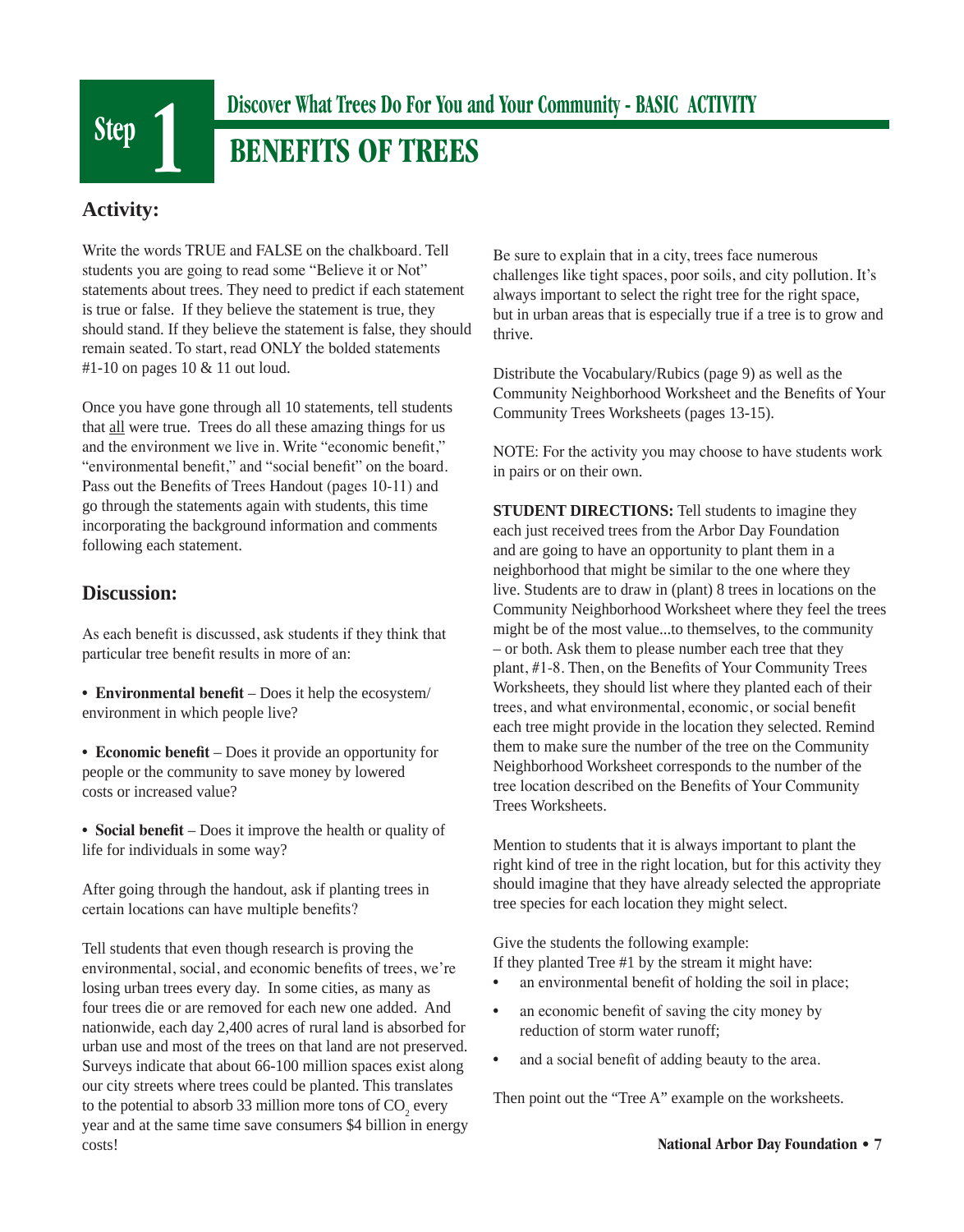# Step 1

## Discover What Trees Do For You and Your Community - BASIC ACTIVITY

# BENEFITS OF TREES

### Activity:

Write the words TRUE and FALSE on the chalkboard. Tell students you are going to read some "Believe it or Not" statements about trees. They need to predict if each statement is true or false. If they believe the statement is true, they should stand. If they believe the statement is false, they should remain seated. To start, read ONLY the bolded statements #1-10 on pages 10 & 11 out loud.

Once you have gone through all 10 statements, tell students that all were true. Trees do all these amazing things for us and the environment we live in. Write "economic benefit," "environmental benefit," and "social benefit" on the board. Pass out the Benefits of Trees Handout (pages 10-11) and go through the statements again with students, this time incorporating the background information and comments following each statement.

### Discussion:

As each benefit is discussed, ask students if they think that particular tree benefit results in more of an:

- **Environmental benefit** – Does it help the ecosystem/ environment in which people live?
- **Economic benefit** – Does it provide an opportunity for people or the community to save money by lowered costs or increased value?
- **Social benefit** – Does it improve the health or quality of life for individuals in some way?

After going through the handout, ask if planting trees in certain locations can have multiple benefits?

Tell students that even though research is proving the environmental, social, and economic benefits of trees, we're losing urban trees every day. In some cities, as many as four trees die or are removed for each new one added. And nationwide, each day 2,400 acres of rural land is absorbed for urban use and most of the trees on that land are not preserved. Surveys indicate that about 66-100 million spaces exist along our city streets where trees could be planted. This translates to the potential to absorb 33 million more tons of $CO_2$ every year and at the same time save consumers $4 billion in energy costs!

Be sure to explain that in a city, trees face numerous challenges like tight spaces, poor soils, and city pollution. It's always important to select the right tree for the right space, but in urban areas that is especially true if a tree is to grow and thrive.

Distribute the Vocabulary/Rubics (page 9) as well as the Community Neighborhood Worksheet and the Benefits of Your Community Trees Worksheets (pages 13-15).

NOTE: For the activity you may choose to have students work in pairs or on their own.

**STUDENT DIRECTIONS:** Tell students to imagine they each just received trees from the Arbor Day Foundation and are going to have an opportunity to plant them in a neighborhood that might be similar to the one where they live. Students are to draw in (plant) 8 trees in locations on the Community Neighborhood Worksheet where they feel the trees might be of the most value...to themselves, to the community – or both. Ask them to please number each tree that they plant, #1-8. Then, on the Benefits of Your Community Trees Worksheets, they should list where they planted each of their trees, and what environmental, economic, or social benefit each tree might provide in the location they selected. Remind them to make sure the number of the tree on the Community Neighborhood Worksheet corresponds to the number of the tree location described on the Benefits of Your Community Trees Worksheets.

Mention to students that it is always important to plant the right kind of tree in the right location, but for this activity they should imagine that they have already selected the appropriate tree species for each location they might select.

Give the students the following example:
If they planted Tree #1 by the stream it might have:

- an environmental benefit of holding the soil in place;
- an economic benefit of saving the city money by reduction of storm water runoff;
- and a social benefit of adding beauty to the area.

Then point out the "Tree A" example on the worksheets.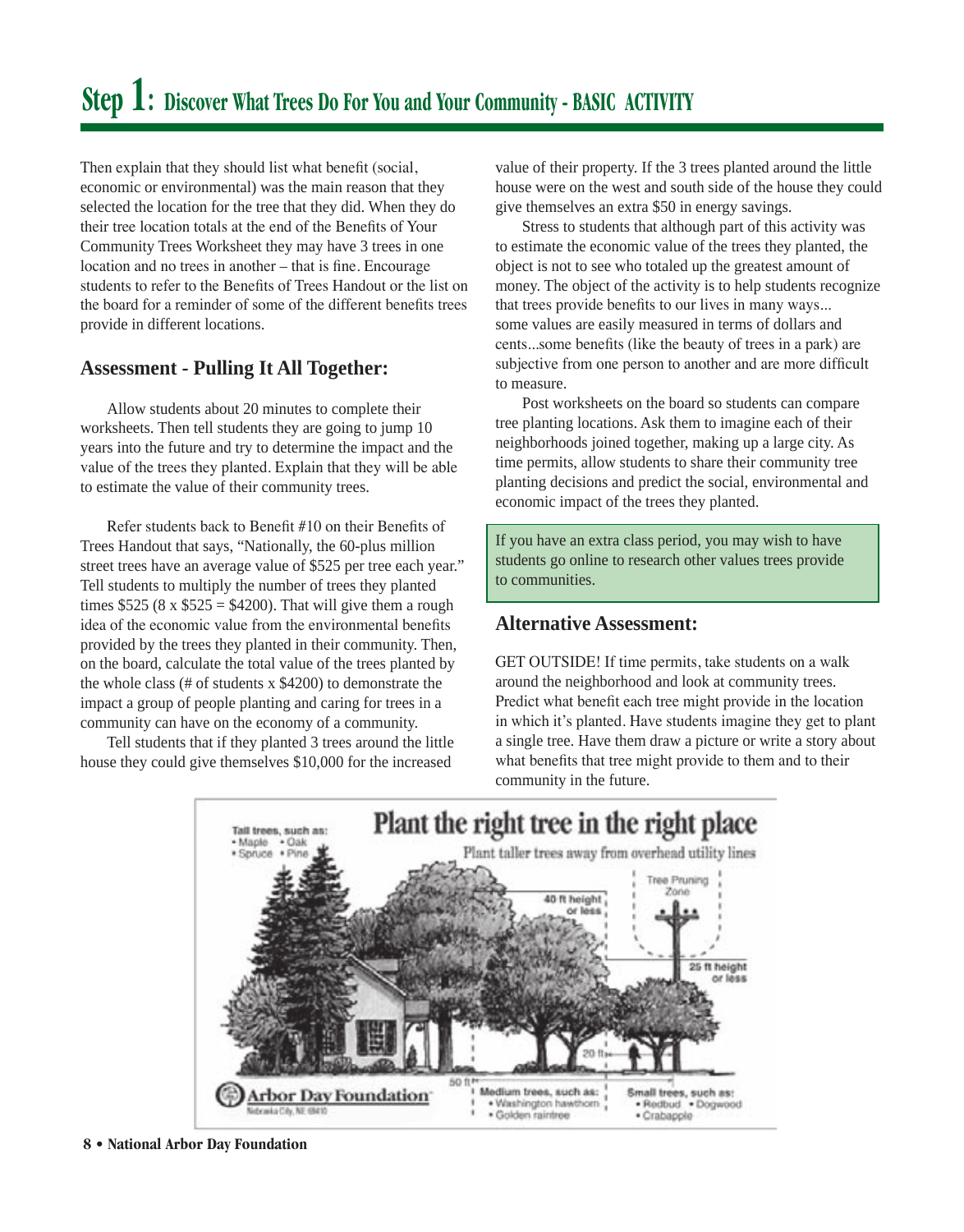# Step 1: Discover What Trees Do For You and Your Community - BASIC ACTIVITY

Then explain that they should list what benefit (social, economic or environmental) was the main reason that they selected the location for the tree that they did. When they do their tree location totals at the end of the Benefits of Your Community Trees Worksheet they may have 3 trees in one location and no trees in another – that is fine. Encourage students to refer to the Benefits of Trees Handout or the list on the board for a reminder of some of the different benefits trees provide in different locations.

## Assessment - Pulling It All Together:

Allow students about 20 minutes to complete their worksheets. Then tell students they are going to jump 10 years into the future and try to determine the impact and the value of the trees they planted. Explain that they will be able to estimate the value of their community trees.

Refer students back to Benefit #10 on their Benefits of Trees Handout that says, "Nationally, the 60-plus million street trees have an average value of $525 per tree each year." Tell students to multiply the number of trees they planted times $525 (8 x $525 = $4200). That will give them a rough idea of the economic value from the environmental benefits provided by the trees they planted in their community. Then, on the board, calculate the total value of the trees planted by the whole class (# of students x $4200) to demonstrate the impact a group of people planting and caring for trees in a community can have on the economy of a community.

Tell students that if they planted 3 trees around the little house they could give themselves $10,000 for the increased value of their property. If the 3 trees planted around the little house were on the west and south side of the house they could give themselves an extra $50 in energy savings.

Stress to students that although part of this activity was to estimate the economic value of the trees they planted, the object is not to see who totaled up the greatest amount of money. The object of the activity is to help students recognize that trees provide benefits to our lives in many ways... some values are easily measured in terms of dollars and cents...some benefits (like the beauty of trees in a park) are subjective from one person to another and are more difficult to measure.

Post worksheets on the board so students can compare tree planting locations. Ask them to imagine each of their neighborhoods joined together, making up a large city. As time permits, allow students to share their community tree planting decisions and predict the social, environmental and economic impact of the trees they planted.

> If you have an extra class period, you may wish to have students go online to research other values trees provide to communities.

## Alternative Assessment:

GET OUTSIDE! If time permits, take students on a walk around the neighborhood and look at community trees. Predict what benefit each tree might provide in the location in which it's planted. Have students imagine they get to plant a single tree. Have them draw a picture or write a story about what benefits that tree might provide to them and to their community in the future.

**Plant the right tree in the right place**

Plant taller trees away from overhead utility lines

Tall trees, such as: • Maple • Oak • Spruce • Pine

40 ft height or less

Tree Pruning Zone

25 ft height or less

50 ft — 20 ft

Medium trees, such as: • Washington hawthorn • Golden raintree

Small trees, such as: • Redbud • Dogwood • Crabapple

Arbor Day Foundation, Nebraska City, NE 68410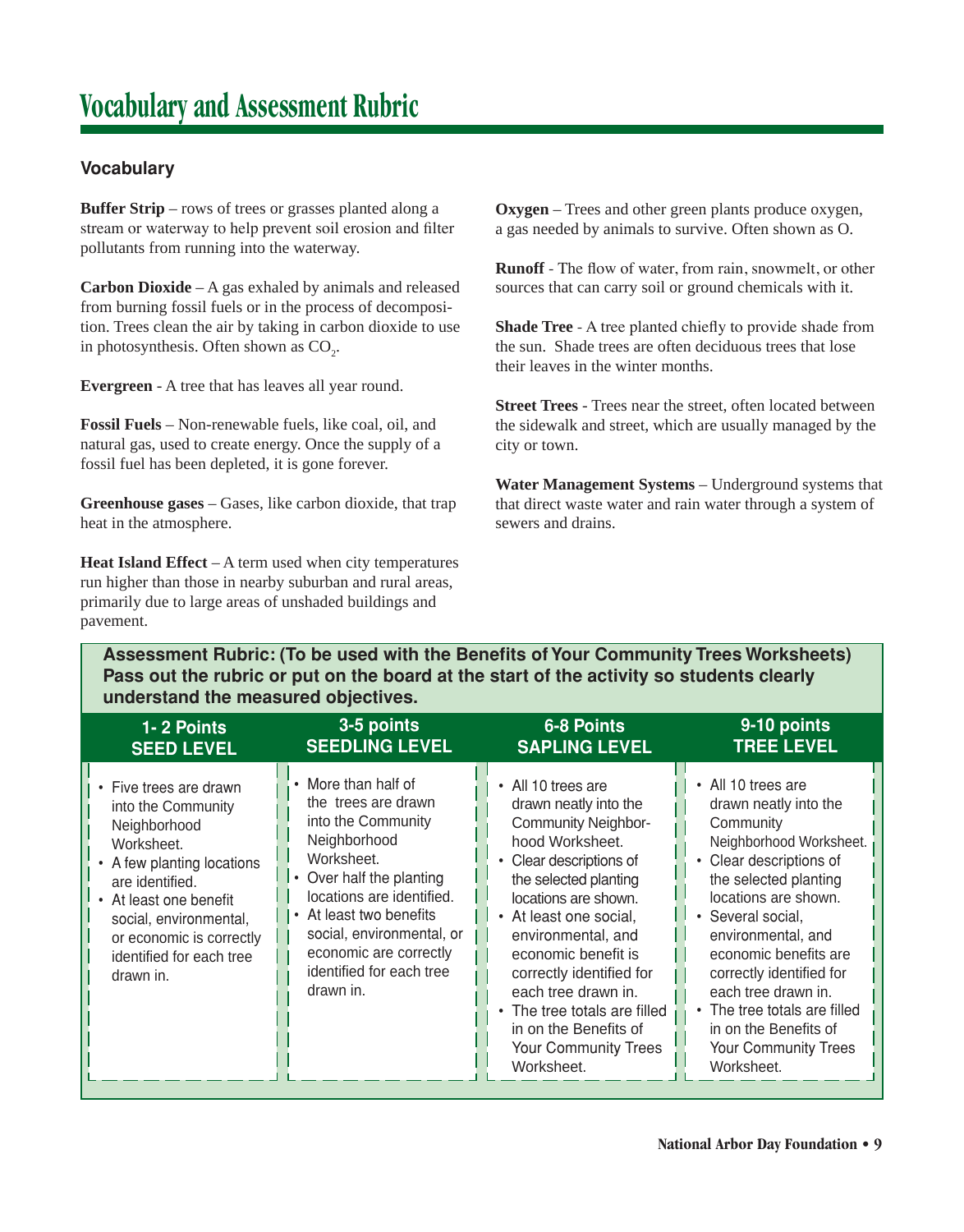# Vocabulary and Assessment Rubric

## Vocabulary

**Buffer Strip** – rows of trees or grasses planted along a stream or waterway to help prevent soil erosion and filter pollutants from running into the waterway.

**Carbon Dioxide** – A gas exhaled by animals and released from burning fossil fuels or in the process of decomposition. Trees clean the air by taking in carbon dioxide to use in photosynthesis. Often shown as $CO_2$.

**Evergreen** - A tree that has leaves all year round.

**Fossil Fuels** – Non-renewable fuels, like coal, oil, and natural gas, used to create energy. Once the supply of a fossil fuel has been depleted, it is gone forever.

**Greenhouse gases** – Gases, like carbon dioxide, that trap heat in the atmosphere.

**Heat Island Effect** – A term used when city temperatures run higher than those in nearby suburban and rural areas, primarily due to large areas of unshaded buildings and pavement.

**Oxygen** – Trees and other green plants produce oxygen, a gas needed by animals to survive. Often shown as O.

**Runoff** - The flow of water, from rain, snowmelt, or other sources that can carry soil or ground chemicals with it.

**Shade Tree** - A tree planted chiefly to provide shade from the sun. Shade trees are often deciduous trees that lose their leaves in the winter months.

**Street Trees** - Trees near the street, often located between the sidewalk and street, which are usually managed by the city or town.

**Water Management Systems** – Underground systems that that direct waste water and rain water through a system of sewers and drains.

**Assessment Rubric: (To be used with the Benefits of Your Community Trees Worksheets) Pass out the rubric or put on the board at the start of the activity so students clearly understand the measured objectives.**

| 1- 2 Points SEED LEVEL | 3-5 points SEEDLING LEVEL | 6-8 Points SAPLING LEVEL | 9-10 points TREE LEVEL |
|---|---|---|---|
| • Five trees are drawn into the Community Neighborhood Worksheet.<br>• A few planting locations are identified.<br>• At least one benefit social, environmental, or economic is correctly identified for each tree drawn in. | • More than half of the trees are drawn into the Community Neighborhood Worksheet.<br>• Over half the planting locations are identified.<br>• At least two benefits social, environmental, or economic are correctly identified for each tree drawn in. | • All 10 trees are drawn neatly into the Community Neighborhood Worksheet.<br>• Clear descriptions of the selected planting locations are shown.<br>• At least one social, environmental, and economic benefit is correctly identified for each tree drawn in.<br>• The tree totals are filled in on the Benefits of Your Community Trees Worksheet. | • All 10 trees are drawn neatly into the Community Neighborhood Worksheet.<br>• Clear descriptions of the selected planting locations are shown.<br>• Several social, environmental, and economic benefits are correctly identified for each tree drawn in.<br>• The tree totals are filled in on the Benefits of Your Community Trees Worksheet. |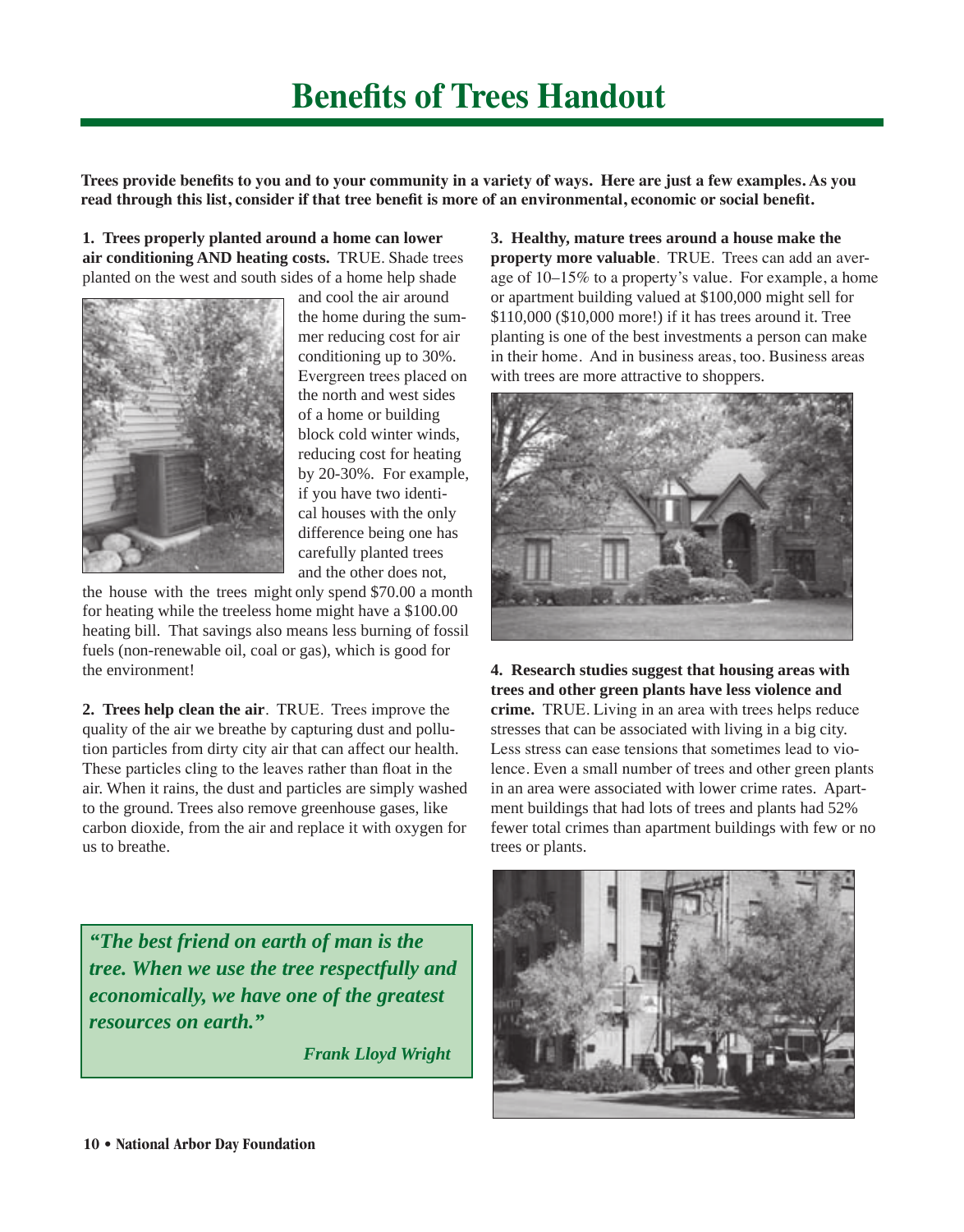# Benefits of Trees Handout

**Trees provide benefits to you and to your community in a variety of ways. Here are just a few examples. As you read through this list, consider if that tree benefit is more of an environmental, economic or social benefit.**

**1. Trees properly planted around a home can lower air conditioning AND heating costs.** TRUE. Shade trees planted on the west and south sides of a home help shade and cool the air around the home during the summer reducing cost for air conditioning up to 30%. Evergreen trees placed on the north and west sides of a home or building block cold winter winds, reducing cost for heating by 20-30%. For example, if you have two identical houses with the only difference being one has carefully planted trees and the other does not, the house with the trees might only spend $70.00 a month for heating while the treeless home might have a $100.00 heating bill. That savings also means less burning of fossil fuels (non-renewable oil, coal or gas), which is good for the environment!

**2. Trees help clean the air**. TRUE. Trees improve the quality of the air we breathe by capturing dust and pollution particles from dirty city air that can affect our health. These particles cling to the leaves rather than float in the air. When it rains, the dust and particles are simply washed to the ground. Trees also remove greenhouse gases, like carbon dioxide, from the air and replace it with oxygen for us to breathe.

> ***"The best friend on earth of man is the tree. When we use the tree respectfully and economically, we have one of the greatest resources on earth."***
>
> ***Frank Lloyd Wright***

**3. Healthy, mature trees around a house make the property more valuable**. TRUE. Trees can add an average of 10–15% to a property's value. For example, a home or apartment building valued at $100,000 might sell for $110,000 ($10,000 more!) if it has trees around it. Tree planting is one of the best investments a person can make in their home. And in business areas, too. Business areas with trees are more attractive to shoppers.

**4. Research studies suggest that housing areas with trees and other green plants have less violence and crime.** TRUE. Living in an area with trees helps reduce stresses that can be associated with living in a big city. Less stress can ease tensions that sometimes lead to violence. Even a small number of trees and other green plants in an area were associated with lower crime rates. Apartment buildings that had lots of trees and plants had 52% fewer total crimes than apartment buildings with few or no trees or plants.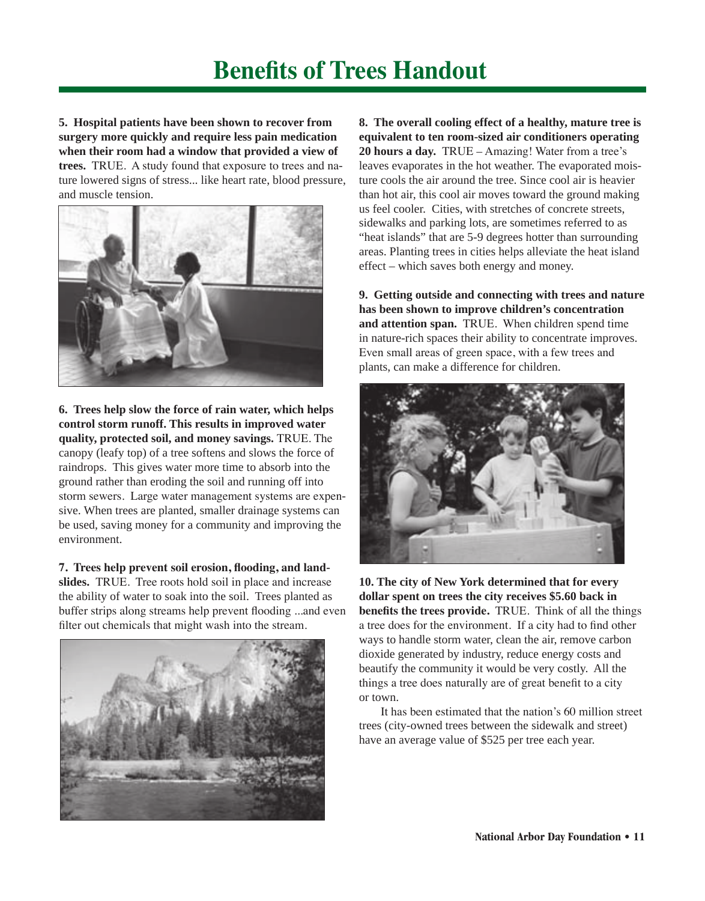# Benefits of Trees Handout

**5. Hospital patients have been shown to recover from surgery more quickly and require less pain medication when their room had a window that provided a view of trees.** TRUE. A study found that exposure to trees and nature lowered signs of stress... like heart rate, blood pressure, and muscle tension.

**6. Trees help slow the force of rain water, which helps control storm runoff. This results in improved water quality, protected soil, and money savings.** TRUE. The canopy (leafy top) of a tree softens and slows the force of raindrops. This gives water more time to absorb into the ground rather than eroding the soil and running off into storm sewers. Large water management systems are expensive. When trees are planted, smaller drainage systems can be used, saving money for a community and improving the environment.

**7. Trees help prevent soil erosion, flooding, and landslides.** TRUE. Tree roots hold soil in place and increase the ability of water to soak into the soil. Trees planted as buffer strips along streams help prevent flooding ...and even filter out chemicals that might wash into the stream.

**8. The overall cooling effect of a healthy, mature tree is equivalent to ten room-sized air conditioners operating 20 hours a day.** TRUE – Amazing! Water from a tree's leaves evaporates in the hot weather. The evaporated moisture cools the air around the tree. Since cool air is heavier than hot air, this cool air moves toward the ground making us feel cooler. Cities, with stretches of concrete streets, sidewalks and parking lots, are sometimes referred to as "heat islands" that are 5-9 degrees hotter than surrounding areas. Planting trees in cities helps alleviate the heat island effect – which saves both energy and money.

**9. Getting outside and connecting with trees and nature has been shown to improve children's concentration and attention span.** TRUE. When children spend time in nature-rich spaces their ability to concentrate improves. Even small areas of green space, with a few trees and plants, can make a difference for children.

**10. The city of New York determined that for every dollar spent on trees the city receives $5.60 back in benefits the trees provide.** TRUE. Think of all the things a tree does for the environment. If a city had to find other ways to handle storm water, clean the air, remove carbon dioxide generated by industry, reduce energy costs and beautify the community it would be very costly. All the things a tree does naturally are of great benefit to a city or town.

It has been estimated that the nation's 60 million street trees (city-owned trees between the sidewalk and street) have an average value of $525 per tree each year.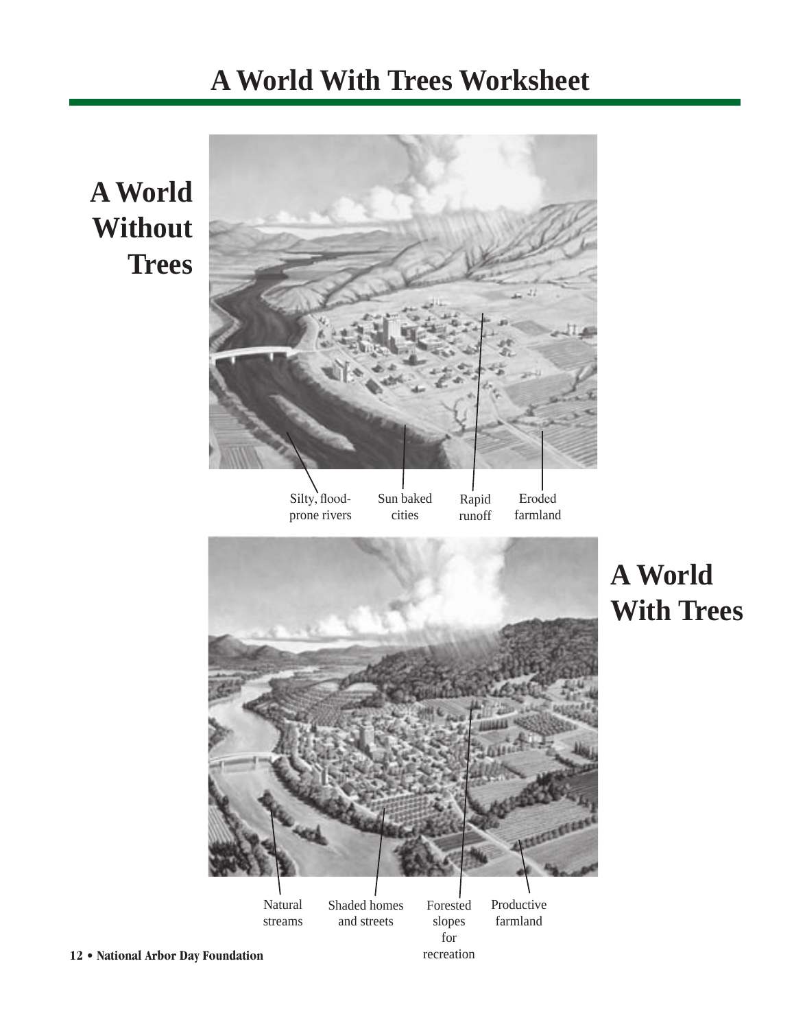# A World With Trees Worksheet

## A World Without Trees

Silty, flood-prone rivers

Sun baked cities

Rapid runoff

Eroded farmland

## A World With Trees

Natural streams

Shaded homes and streets

Forested slopes for recreation

Productive farmland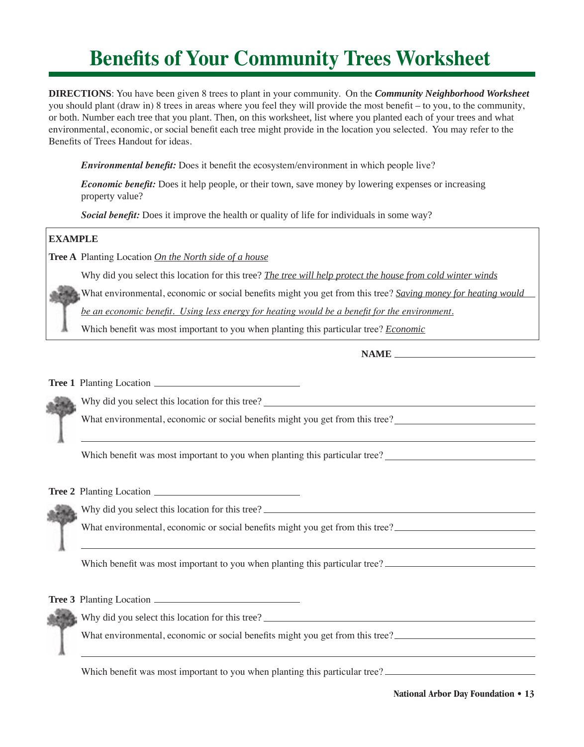# Benefits of Your Community Trees Worksheet

**DIRECTIONS**: You have been given 8 trees to plant in your community. On the ***Community Neighborhood Worksheet*** you should plant (draw in) 8 trees in areas where you feel they will provide the most benefit – to you, to the community, or both. Number each tree that you plant. Then, on this worksheet, list where you planted each of your trees and what environmental, economic, or social benefit each tree might provide in the location you selected. You may refer to the Benefits of Trees Handout for ideas.

> ***Environmental benefit:*** Does it benefit the ecosystem/environment in which people live?
>
> ***Economic benefit:*** Does it help people, or their town, save money by lowering expenses or increasing property value?
>
> ***Social benefit:*** Does it improve the health or quality of life for individuals in some way?

**EXAMPLE**

**Tree A** Planting Location *On the North side of a house*

Why did you select this location for this tree? *The tree will help protect the house from cold winter winds*

What environmental, economic or social benefits might you get from this tree? *Saving money for heating would be an economic benefit. Using less energy for heating would be a benefit for the environment.*

Which benefit was most important to you when planting this particular tree? *Economic*

**NAME** ____________________________

**Tree 1** Planting Location ____________________________

Why did you select this location for this tree? ____________________________

What environmental, economic or social benefits might you get from this tree? ____________________________

____________________________________________________________

Which benefit was most important to you when planting this particular tree? ____________________________

**Tree 2** Planting Location ____________________________

Why did you select this location for this tree? ____________________________

What environmental, economic or social benefits might you get from this tree? ____________________________

____________________________________________________________

Which benefit was most important to you when planting this particular tree? ____________________________

**Tree 3** Planting Location ____________________________

Why did you select this location for this tree? ____________________________

What environmental, economic or social benefits might you get from this tree? ____________________________

____________________________________________________________

Which benefit was most important to you when planting this particular tree? ____________________________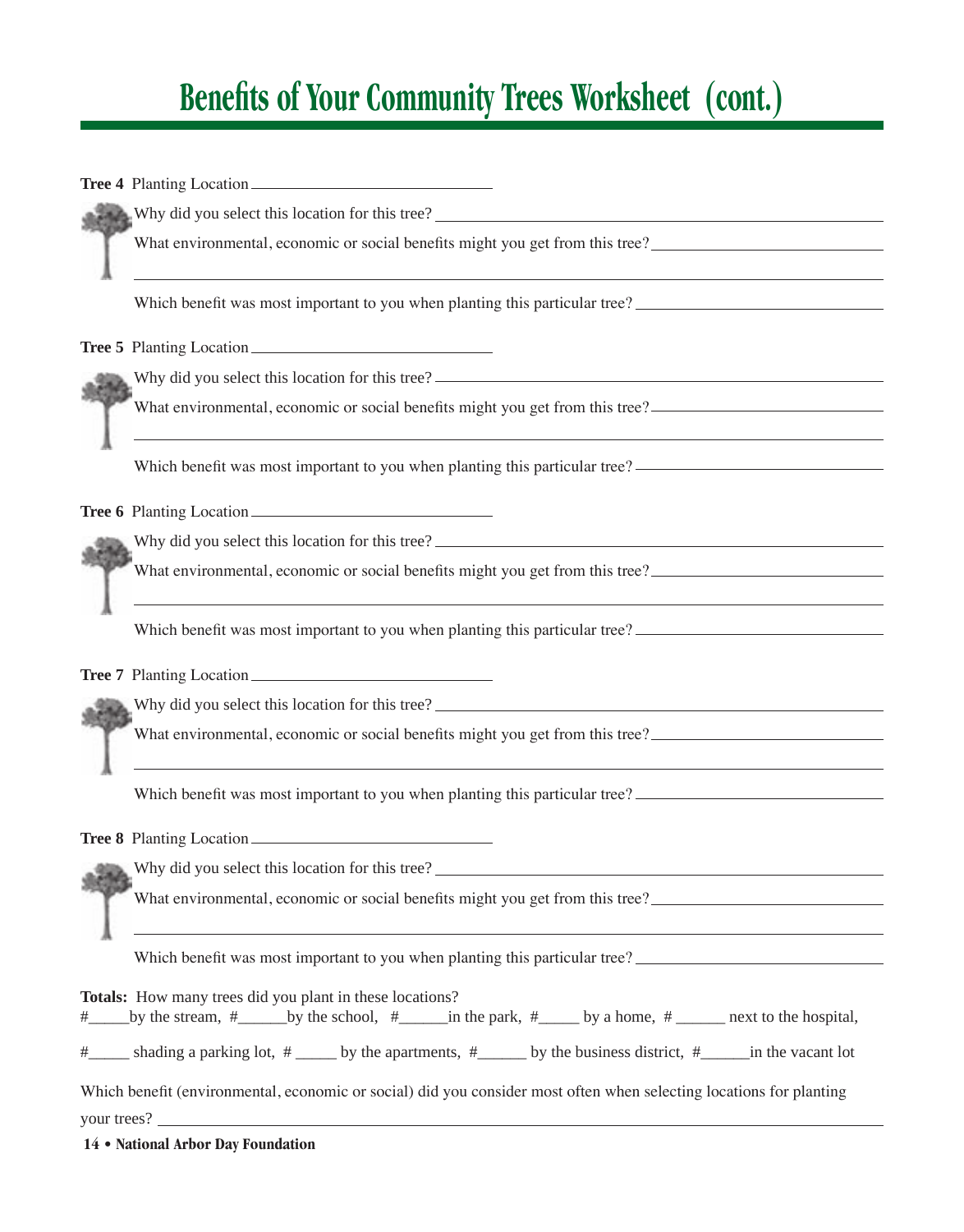# Benefits of Your Community Trees Worksheet (cont.)

**Tree 4** Planting Location ____________________________

Why did you select this location for this tree? ____________________________

What environmental, economic or social benefits might you get from this tree? ____________________________

____________________________

Which benefit was most important to you when planting this particular tree? ____________________________

**Tree 5** Planting Location ____________________________

Why did you select this location for this tree? ____________________________

What environmental, economic or social benefits might you get from this tree? ____________________________

____________________________

Which benefit was most important to you when planting this particular tree? ____________________________

**Tree 6** Planting Location ____________________________

Why did you select this location for this tree? ____________________________

What environmental, economic or social benefits might you get from this tree? ____________________________

____________________________

Which benefit was most important to you when planting this particular tree? ____________________________

**Tree 7** Planting Location ____________________________

Why did you select this location for this tree? ____________________________

What environmental, economic or social benefits might you get from this tree? ____________________________

____________________________

Which benefit was most important to you when planting this particular tree? ____________________________

**Tree 8** Planting Location ____________________________

Why did you select this location for this tree? ____________________________

What environmental, economic or social benefits might you get from this tree? ____________________________

____________________________

Which benefit was most important to you when planting this particular tree? ____________________________

**Totals:** How many trees did you plant in these locations?
#_____by the stream, #______by the school, #______in the park, #_____ by a home, # ______ next to the hospital,

#_____ shading a parking lot, # _____ by the apartments, #______ by the business district, #______in the vacant lot

Which benefit (environmental, economic or social) did you consider most often when selecting locations for planting your trees? ____________________________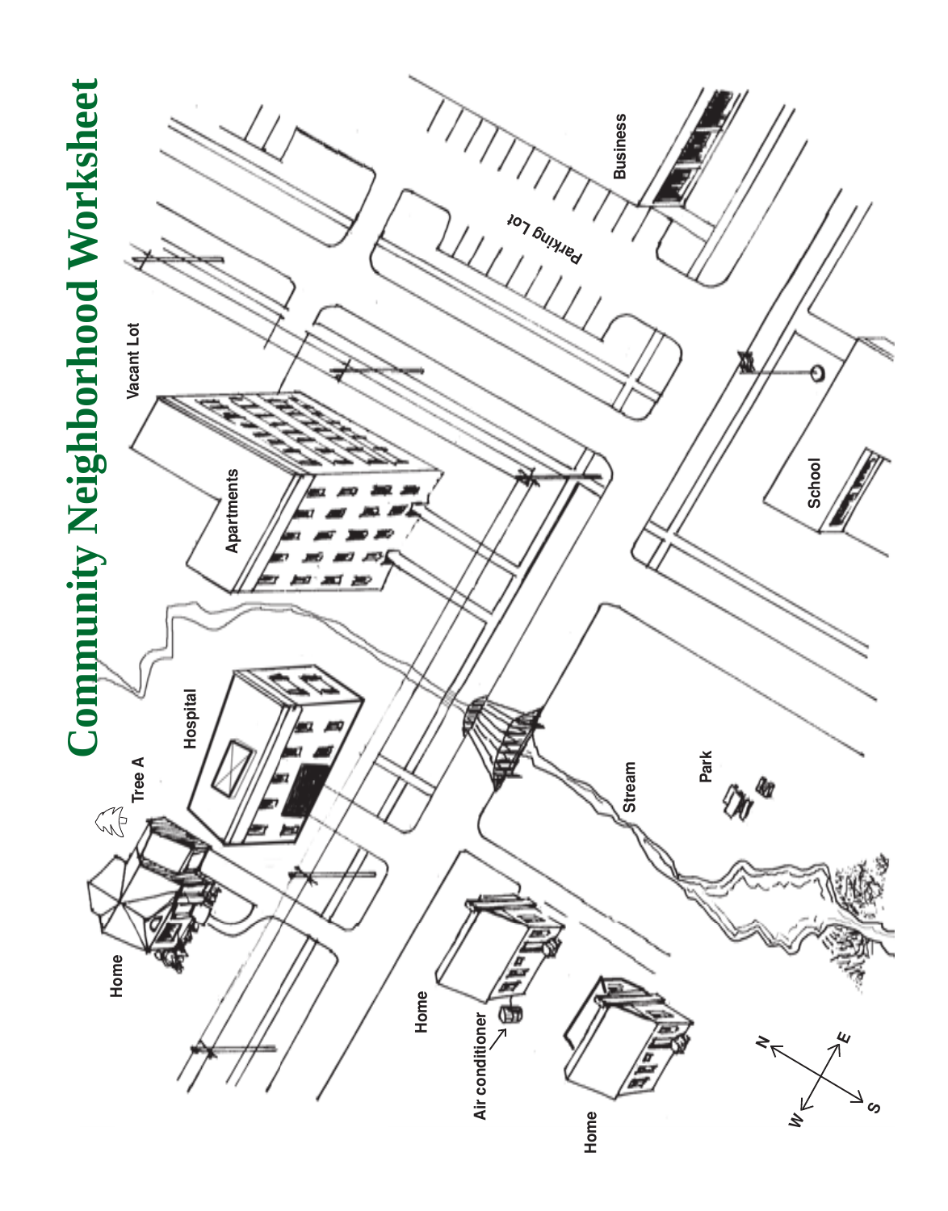# Community Neighborhood Worksheet

Vacant Lot

Parking Lot

Business

Apartments

School

Hospital

Tree A

Home

Stream

Park

Home

Air conditioner

Home

N

E

W

S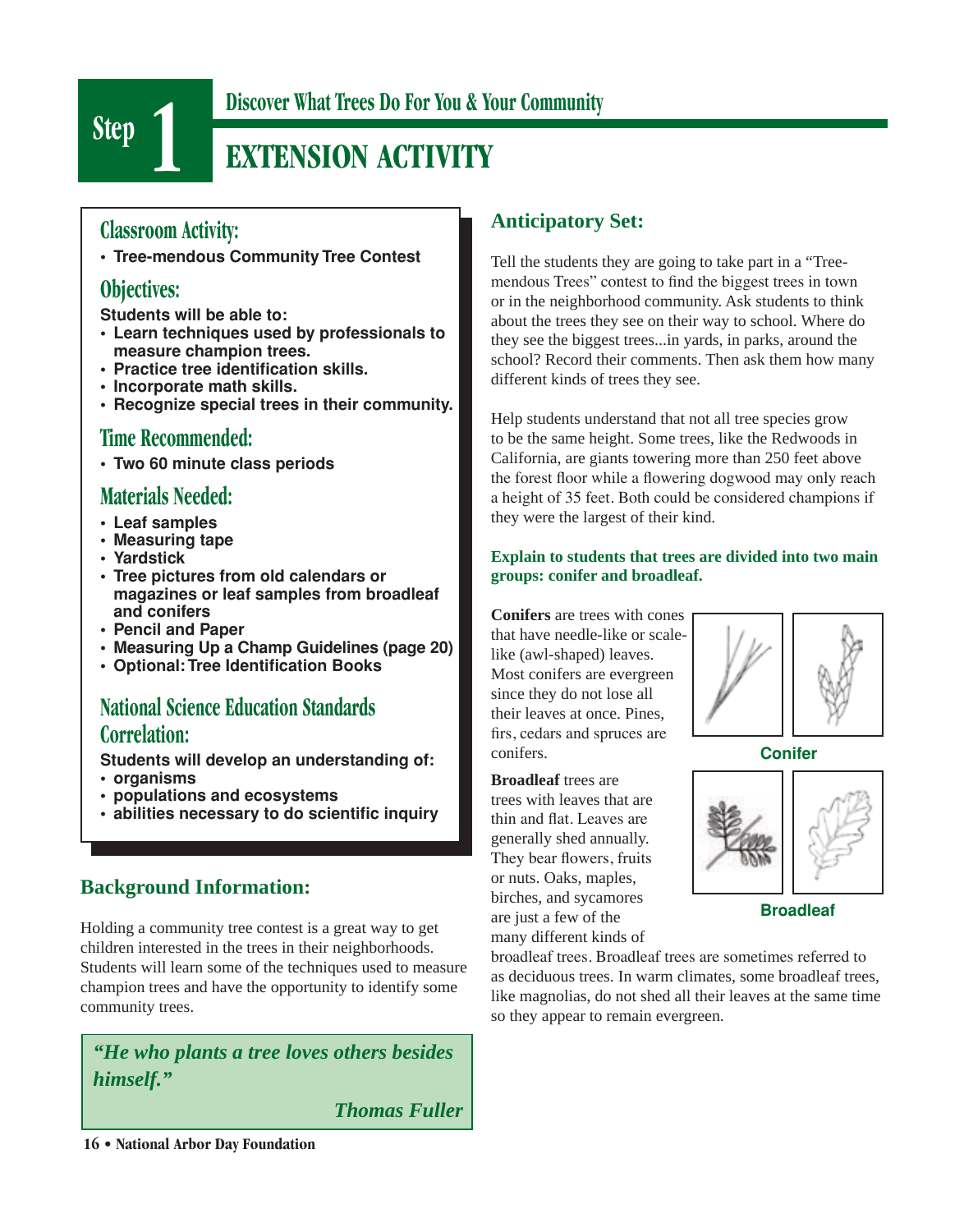# Step 1

## Discover What Trees Do For You & Your Community

# EXTENSION ACTIVITY

### Classroom Activity:

- **Tree-mendous Community Tree Contest**

### Objectives:

**Students will be able to:**

- **Learn techniques used by professionals to measure champion trees.**
- **Practice tree identification skills.**
- **Incorporate math skills.**
- **Recognize special trees in their community.**

### Time Recommended:

- **Two 60 minute class periods**

### Materials Needed:

- **Leaf samples**
- **Measuring tape**
- **Yardstick**
- **Tree pictures from old calendars or magazines or leaf samples from broadleaf and conifers**
- **Pencil and Paper**
- **Measuring Up a Champ Guidelines (page 20)**
- **Optional: Tree Identification Books**

### National Science Education Standards Correlation:

**Students will develop an understanding of:**

- **organisms**
- **populations and ecosystems**
- **abilities necessary to do scientific inquiry**

## Background Information:

Holding a community tree contest is a great way to get children interested in the trees in their neighborhoods. Students will learn some of the techniques used to measure champion trees and have the opportunity to identify some community trees.

> ***"He who plants a tree loves others besides himself."***
>
> ***Thomas Fuller***

## Anticipatory Set:

Tell the students they are going to take part in a "Tree-mendous Trees" contest to find the biggest trees in town or in the neighborhood community. Ask students to think about the trees they see on their way to school. Where do they see the biggest trees...in yards, in parks, around the school? Record their comments. Then ask them how many different kinds of trees they see.

Help students understand that not all tree species grow to be the same height. Some trees, like the Redwoods in California, are giants towering more than 250 feet above the forest floor while a flowering dogwood may only reach a height of 35 feet. Both could be considered champions if they were the largest of their kind.

**Explain to students that trees are divided into two main groups: conifer and broadleaf.**

**Conifers** are trees with cones that have needle-like or scale-like (awl-shaped) leaves. Most conifers are evergreen since they do not lose all their leaves at once. Pines, firs, cedars and spruces are conifers.

**Conifer**

**Broadleaf** trees are trees with leaves that are thin and flat. Leaves are generally shed annually. They bear flowers, fruits or nuts. Oaks, maples, birches, and sycamores are just a few of the many different kinds of broadleaf trees. Broadleaf trees are sometimes referred to as deciduous trees. In warm climates, some broadleaf trees, like magnolias, do not shed all their leaves at the same time so they appear to remain evergreen.

**Broadleaf**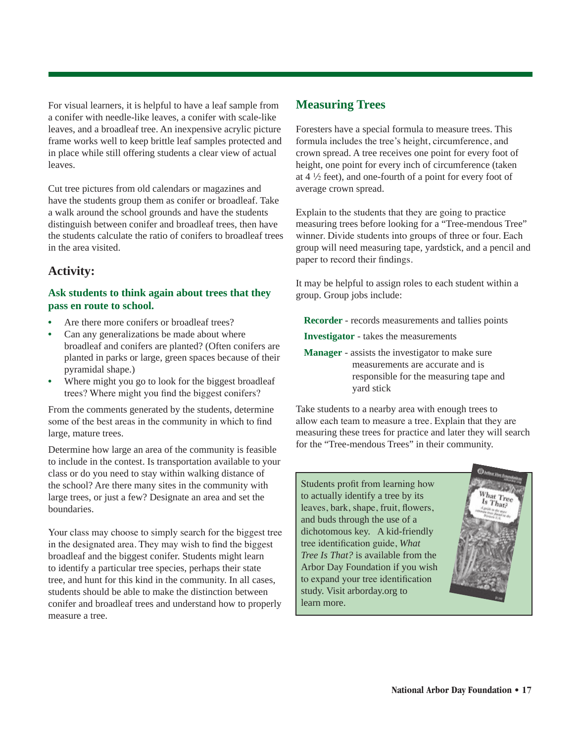For visual learners, it is helpful to have a leaf sample from a conifer with needle-like leaves, a conifer with scale-like leaves, and a broadleaf tree. An inexpensive acrylic picture frame works well to keep brittle leaf samples protected and in place while still offering students a clear view of actual leaves.

Cut tree pictures from old calendars or magazines and have the students group them as conifer or broadleaf. Take a walk around the school grounds and have the students distinguish between conifer and broadleaf trees, then have the students calculate the ratio of conifers to broadleaf trees in the area visited.

## Activity:

### Ask students to think again about trees that they pass en route to school.

- Are there more conifers or broadleaf trees?
- Can any generalizations be made about where broadleaf and conifers are planted? (Often conifers are planted in parks or large, green spaces because of their pyramidal shape.)
- Where might you go to look for the biggest broadleaf trees? Where might you find the biggest conifers?

From the comments generated by the students, determine some of the best areas in the community in which to find large, mature trees.

Determine how large an area of the community is feasible to include in the contest. Is transportation available to your class or do you need to stay within walking distance of the school? Are there many sites in the community with large trees, or just a few? Designate an area and set the boundaries.

Your class may choose to simply search for the biggest tree in the designated area. They may wish to find the biggest broadleaf and the biggest conifer. Students might learn to identify a particular tree species, perhaps their state tree, and hunt for this kind in the community. In all cases, students should be able to make the distinction between conifer and broadleaf trees and understand how to properly measure a tree.

## Measuring Trees

Foresters have a special formula to measure trees. This formula includes the tree's height, circumference, and crown spread. A tree receives one point for every foot of height, one point for every inch of circumference (taken at 4 ½ feet), and one-fourth of a point for every foot of average crown spread.

Explain to the students that they are going to practice measuring trees before looking for a "Tree-mendous Tree" winner. Divide students into groups of three or four. Each group will need measuring tape, yardstick, and a pencil and paper to record their findings.

It may be helpful to assign roles to each student within a group. Group jobs include:

**Recorder** - records measurements and tallies points

**Investigator** - takes the measurements

**Manager** - assists the investigator to make sure measurements are accurate and is responsible for the measuring tape and yard stick

Take students to a nearby area with enough trees to allow each team to measure a tree. Explain that they are measuring these trees for practice and later they will search for the "Tree-mendous Trees" in their community.

Students profit from learning how to actually identify a tree by its leaves, bark, shape, fruit, flowers, and buds through the use of a dichotomous key. A kid-friendly tree identification guide, *What Tree Is That?* is available from the Arbor Day Foundation if you wish to expand your tree identification study. Visit arborday.org to learn more.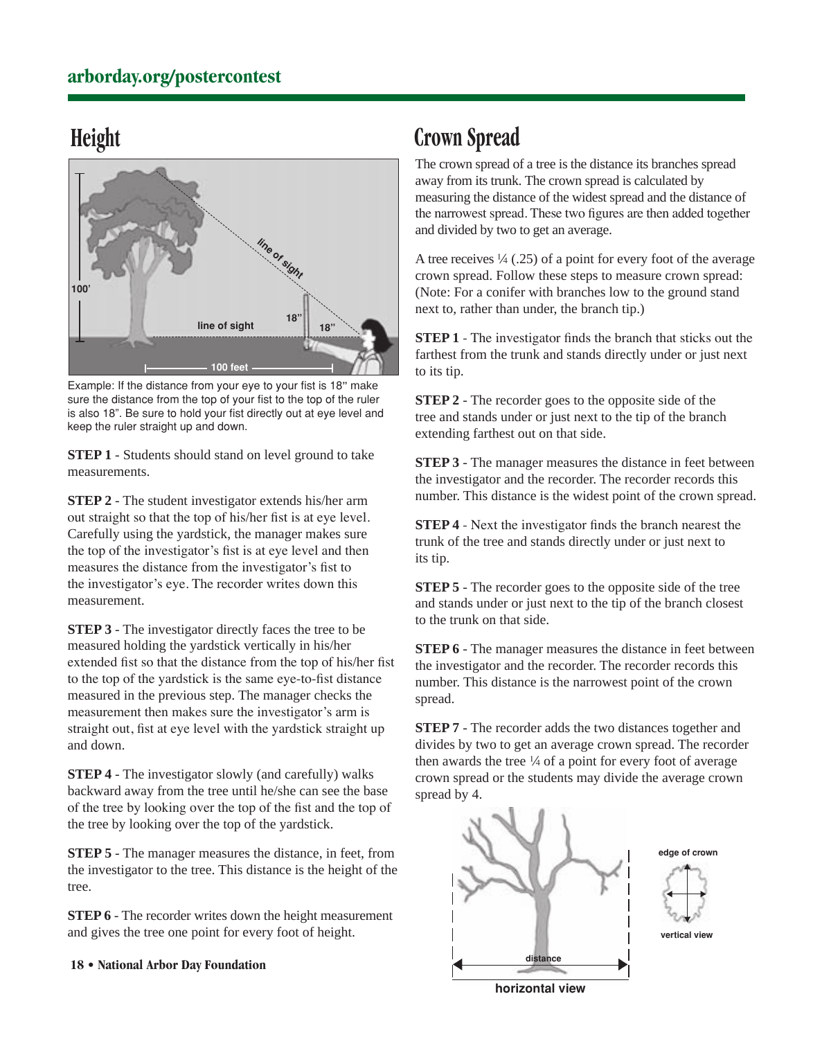## Height

Example: If the distance from your eye to your fist is 18" make sure the distance from the top of your fist to the top of the ruler is also 18". Be sure to hold your fist directly out at eye level and keep the ruler straight up and down.

**STEP 1** - Students should stand on level ground to take measurements.

**STEP 2** - The student investigator extends his/her arm out straight so that the top of his/her fist is at eye level. Carefully using the yardstick, the manager makes sure the top of the investigator's fist is at eye level and then measures the distance from the investigator's fist to the investigator's eye. The recorder writes down this measurement.

**STEP 3** - The investigator directly faces the tree to be measured holding the yardstick vertically in his/her extended fist so that the distance from the top of his/her fist to the top of the yardstick is the same eye-to-fist distance measured in the previous step. The manager checks the measurement then makes sure the investigator's arm is straight out, fist at eye level with the yardstick straight up and down.

**STEP 4** - The investigator slowly (and carefully) walks backward away from the tree until he/she can see the base of the tree by looking over the top of the fist and the top of the tree by looking over the top of the yardstick.

**STEP 5** - The manager measures the distance, in feet, from the investigator to the tree. This distance is the height of the tree.

**STEP 6** - The recorder writes down the height measurement and gives the tree one point for every foot of height.

## Crown Spread

The crown spread of a tree is the distance its branches spread away from its trunk. The crown spread is calculated by measuring the distance of the widest spread and the distance of the narrowest spread. These two figures are then added together and divided by two to get an average.

A tree receives ¼ (.25) of a point for every foot of the average crown spread. Follow these steps to measure crown spread: (Note: For a conifer with branches low to the ground stand next to, rather than under, the branch tip.)

**STEP 1** - The investigator finds the branch that sticks out the farthest from the trunk and stands directly under or just next to its tip.

**STEP 2** - The recorder goes to the opposite side of the tree and stands under or just next to the tip of the branch extending farthest out on that side.

**STEP 3** - The manager measures the distance in feet between the investigator and the recorder. The recorder records this number. This distance is the widest point of the crown spread.

**STEP 4** - Next the investigator finds the branch nearest the trunk of the tree and stands directly under or just next to its tip.

**STEP 5** - The recorder goes to the opposite side of the tree and stands under or just next to the tip of the branch closest to the trunk on that side.

**STEP 6** - The manager measures the distance in feet between the investigator and the recorder. The recorder records this number. This distance is the narrowest point of the crown spread.

**STEP 7** - The recorder adds the two distances together and divides by two to get an average crown spread. The recorder then awards the tree ¼ of a point for every foot of average crown spread or the students may divide the average crown spread by 4.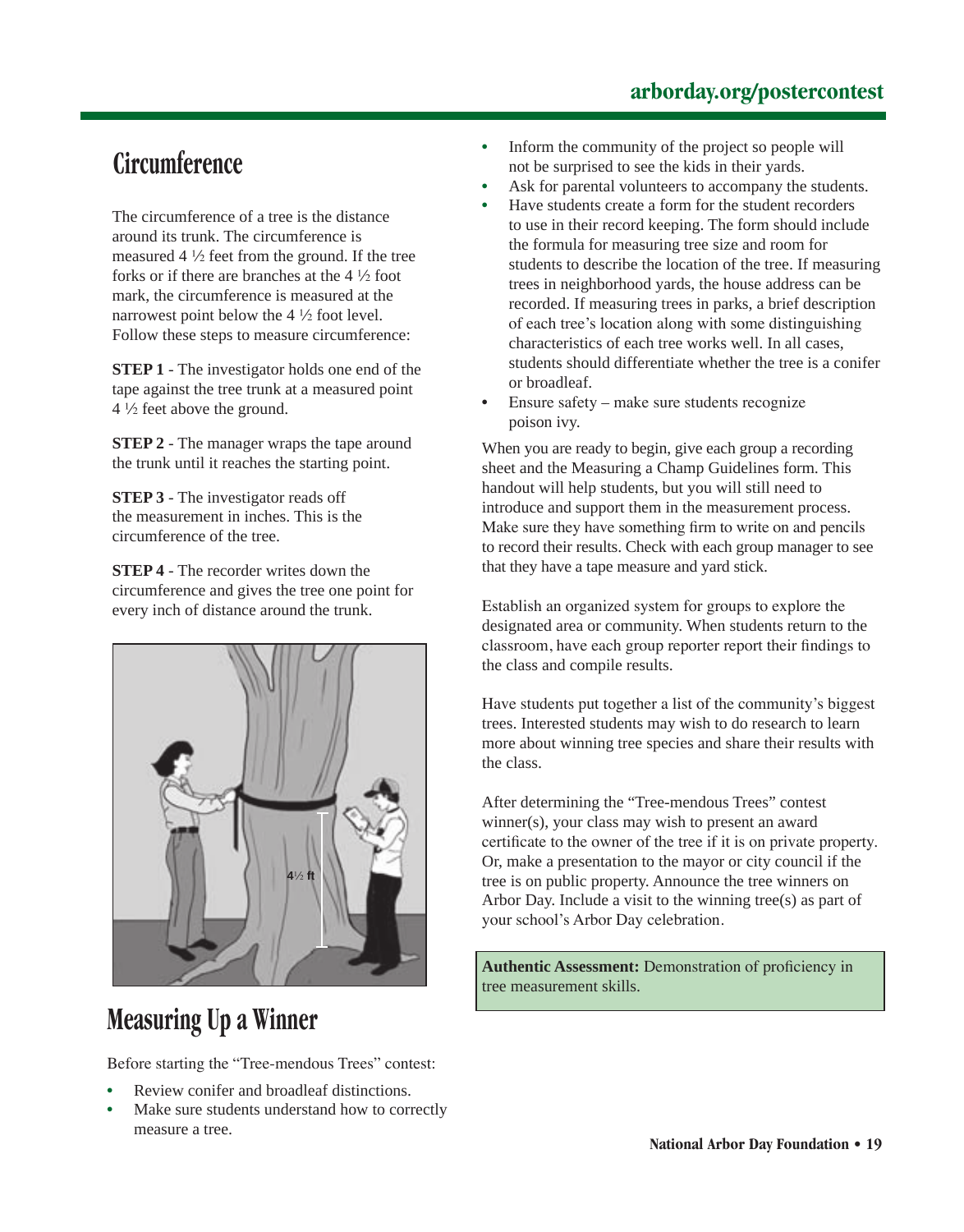## Circumference

The circumference of a tree is the distance around its trunk. The circumference is measured 4 ½ feet from the ground. If the tree forks or if there are branches at the 4 ½ foot mark, the circumference is measured at the narrowest point below the 4 ½ foot level. Follow these steps to measure circumference:

**STEP 1** - The investigator holds one end of the tape against the tree trunk at a measured point 4 ½ feet above the ground.

**STEP 2** - The manager wraps the tape around the trunk until it reaches the starting point.

**STEP 3** - The investigator reads off the measurement in inches. This is the circumference of the tree.

**STEP 4** - The recorder writes down the circumference and gives the tree one point for every inch of distance around the trunk.

## Measuring Up a Winner

Before starting the "Tree-mendous Trees" contest:

- Review conifer and broadleaf distinctions.
- Make sure students understand how to correctly measure a tree.
- Inform the community of the project so people will not be surprised to see the kids in their yards.
- Ask for parental volunteers to accompany the students.
- Have students create a form for the student recorders to use in their record keeping. The form should include the formula for measuring tree size and room for students to describe the location of the tree. If measuring trees in neighborhood yards, the house address can be recorded. If measuring trees in parks, a brief description of each tree's location along with some distinguishing characteristics of each tree works well. In all cases, students should differentiate whether the tree is a conifer or broadleaf.
- Ensure safety – make sure students recognize poison ivy.

When you are ready to begin, give each group a recording sheet and the Measuring a Champ Guidelines form. This handout will help students, but you will still need to introduce and support them in the measurement process. Make sure they have something firm to write on and pencils to record their results. Check with each group manager to see that they have a tape measure and yard stick.

Establish an organized system for groups to explore the designated area or community. When students return to the classroom, have each group reporter report their findings to the class and compile results.

Have students put together a list of the community's biggest trees. Interested students may wish to do research to learn more about winning tree species and share their results with the class.

After determining the "Tree-mendous Trees" contest winner(s), your class may wish to present an award certificate to the owner of the tree if it is on private property. Or, make a presentation to the mayor or city council if the tree is on public property. Announce the tree winners on Arbor Day. Include a visit to the winning tree(s) as part of your school's Arbor Day celebration.

**Authentic Assessment:** Demonstration of proficiency in tree measurement skills.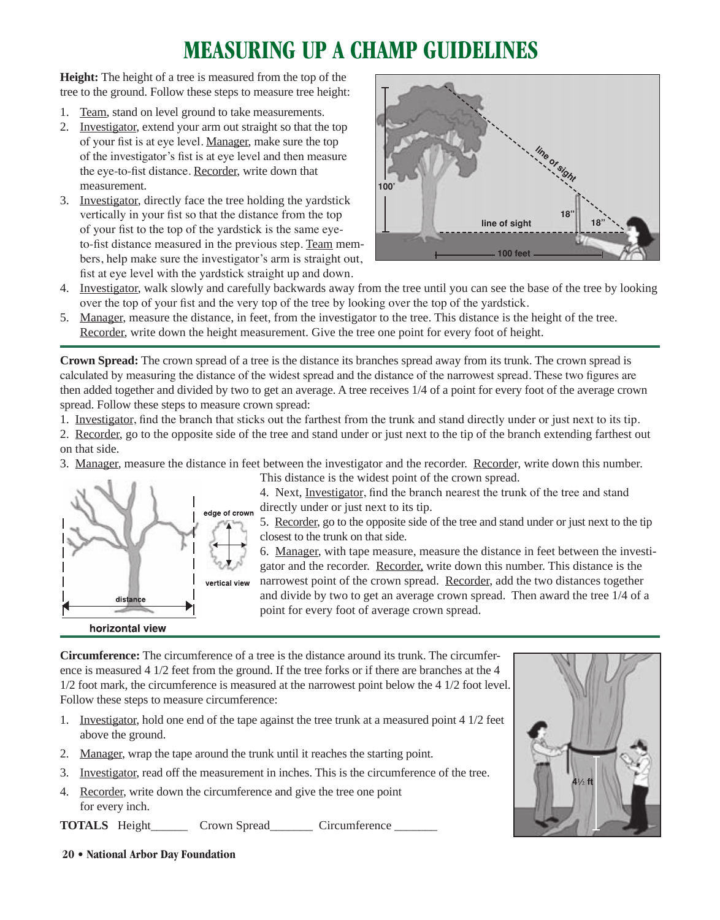# MEASURING UP A CHAMP GUIDELINES

**Height:** The height of a tree is measured from the top of the tree to the ground. Follow these steps to measure tree height:

1. Team, stand on level ground to take measurements.
2. Investigator, extend your arm out straight so that the top of your fist is at eye level. Manager, make sure the top of the investigator's fist is at eye level and then measure the eye-to-fist distance. Recorder, write down that measurement.
3. Investigator, directly face the tree holding the yardstick vertically in your fist so that the distance from the top of your fist to the top of the yardstick is the same eye-to-fist distance measured in the previous step. Team members, help make sure the investigator's arm is straight out, fist at eye level with the yardstick straight up and down.
4. Investigator, walk slowly and carefully backwards away from the tree until you can see the base of the tree by looking over the top of your fist and the very top of the tree by looking over the top of the yardstick.
5. Manager, measure the distance, in feet, from the investigator to the tree. This distance is the height of the tree. Recorder, write down the height measurement. Give the tree one point for every foot of height.

line of sight

100'

18"

18"

line of sight

100 feet

---

**Crown Spread:** The crown spread of a tree is the distance its branches spread away from its trunk. The crown spread is calculated by measuring the distance of the widest spread and the distance of the narrowest spread. These two figures are then added together and divided by two to get an average. A tree receives 1/4 of a point for every foot of the average crown spread. Follow these steps to measure crown spread:

1. Investigator, find the branch that sticks out the farthest from the trunk and stand directly under or just next to its tip.
2. Recorder, go to the opposite side of the tree and stand under or just next to the tip of the branch extending farthest out on that side.
3. Manager, measure the distance in feet between the investigator and the recorder. Recorder, write down this number. This distance is the widest point of the crown spread.
4. Next, Investigator, find the branch nearest the trunk of the tree and stand directly under or just next to its tip.
5. Recorder, go to the opposite side of the tree and stand under or just next to the tip closest to the trunk on that side.
6. Manager, with tape measure, measure the distance in feet between the investigator and the recorder. Recorder, write down this number. This distance is the narrowest point of the crown spread. Recorder, add the two distances together and divide by two to get an average crown spread. Then award the tree 1/4 of a point for every foot of average crown spread.

distance

horizontal view

edge of crown

vertical view

---

**Circumference:** The circumference of a tree is the distance around its trunk. The circumference is measured 4 1/2 feet from the ground. If the tree forks or if there are branches at the 4 1/2 foot mark, the circumference is measured at the narrowest point below the 4 1/2 foot level. Follow these steps to measure circumference:

1. Investigator, hold one end of the tape against the tree trunk at a measured point 4 1/2 feet above the ground.
2. Manager, wrap the tape around the trunk until it reaches the starting point.
3. Investigator, read off the measurement in inches. This is the circumference of the tree.
4. Recorder, write down the circumference and give the tree one point for every inch.

4½ ft

**TOTALS** Height______ Crown Spread_______ Circumference _______